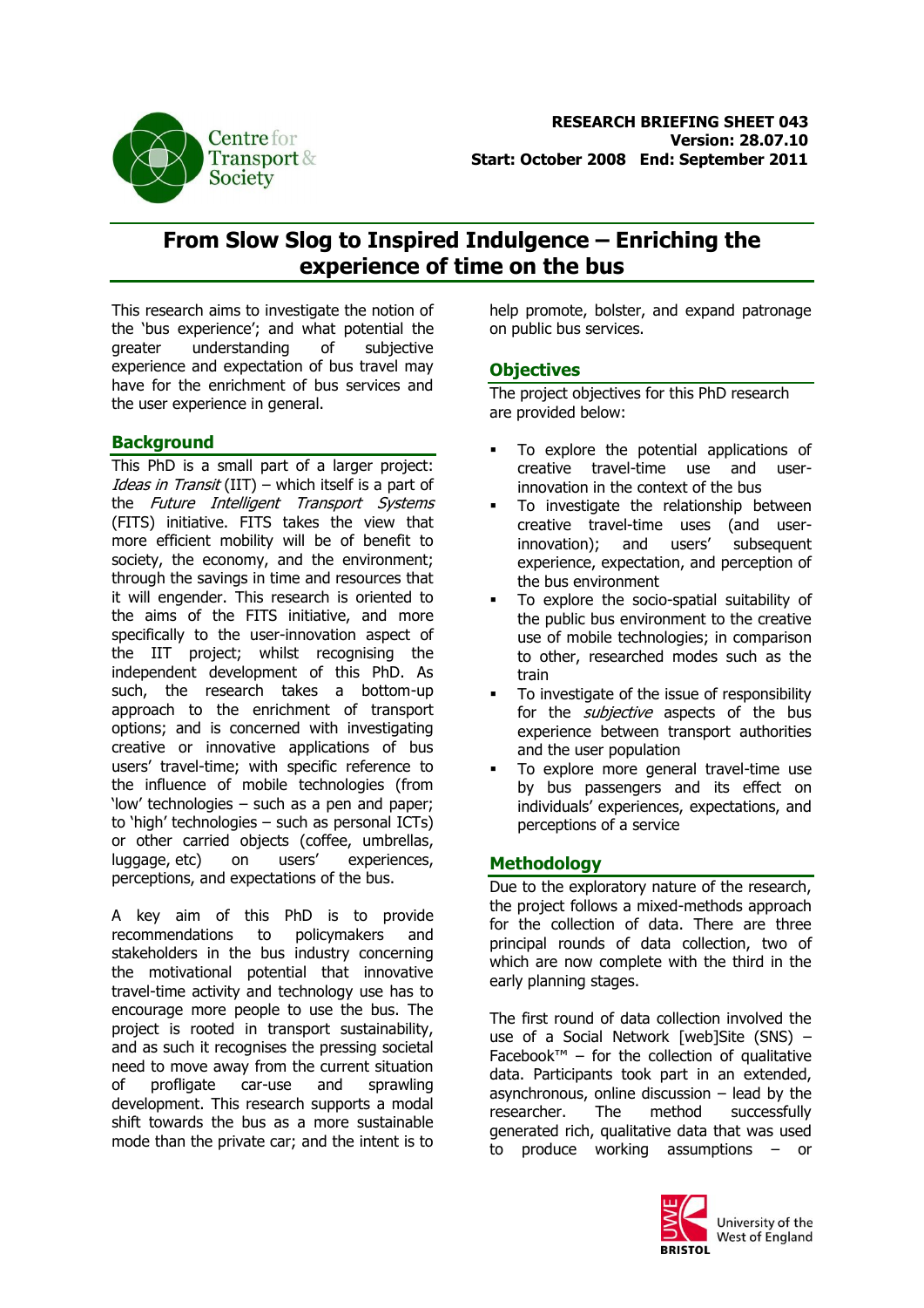**RESEARCH BREIFING SHEET 043**
**Version: 28.07.10**
**Start: October 2008 End: September 2011**

# From Slow Slog to Inspired Indulgence – Enriching the experience of time on the bus

This research aims to investigate the notion of the 'bus experience'; and what potential the greater understanding of subjective experience and expectation of bus travel may have for the enrichment of bus services and the user experience in general.

## Background

This PhD is a small part of a larger project: *Ideas in Transit* (IIT) – which itself is a part of the *Future Intelligent Transport Systems* (FITS) initiative. FITS takes the view that more efficient mobility will be of benefit to society, the economy, and the environment; through the savings in time and resources that it will engender. This research is oriented to the aims of the FITS initiative, and more specifically to the user-innovation aspect of the IIT project; whilst recognising the independent development of this PhD. As such, the research takes a bottom-up approach to the enrichment of transport options; and is concerned with investigating creative or innovative applications of bus users' travel-time; with specific reference to the influence of mobile technologies (from 'low' technologies – such as a pen and paper; to 'high' technologies – such as personal ICTs) or other carried objects (coffee, umbrellas, luggage, etc) on users' experiences, perceptions, and expectations of the bus.

A key aim of this PhD is to provide recommendations to policymakers and stakeholders in the bus industry concerning the motivational potential that innovative travel-time activity and technology use has to encourage more people to use the bus. The project is rooted in transport sustainability, and as such it recognises the pressing societal need to move away from the current situation of profligate car-use and sprawling development. This research supports a modal shift towards the bus as a more sustainable mode than the private car; and the intent is to help promote, bolster, and expand patronage on public bus services.

## Objectives

The project objectives for this PhD research are provided below:

- To explore the potential applications of creative travel-time use and user-innovation in the context of the bus
- To investigate the relationship between creative travel-time uses (and user-innovation); and users' subsequent experience, expectation, and perception of the bus environment
- To explore the socio-spatial suitability of the public bus environment to the creative use of mobile technologies; in comparison to other, researched modes such as the train
- To investigate of the issue of responsibility for the *subjective* aspects of the bus experience between transport authorities and the user population
- To explore more general travel-time use by bus passengers and its effect on individuals' experiences, expectations, and perceptions of a service

## Methodology

Due to the exploratory nature of the research, the project follows a mixed-methods approach for the collection of data. There are three principal rounds of data collection, two of which are now complete with the third in the early planning stages.

The first round of data collection involved the use of a Social Network [web]Site (SNS) – Facebook™ – for the collection of qualitative data. Participants took part in an extended, asynchronous, online discussion – lead by the researcher. The method successfully generated rich, qualitative data that was used to produce working assumptions – or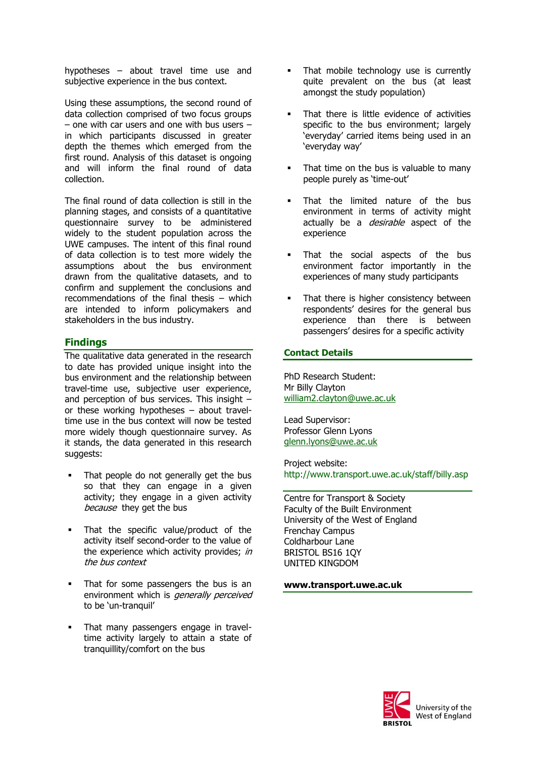hypotheses – about travel time use and subjective experience in the bus context.

Using these assumptions, the second round of data collection comprised of two focus groups – one with car users and one with bus users – in which participants discussed in greater depth the themes which emerged from the first round. Analysis of this dataset is ongoing and will inform the final round of data collection.

The final round of data collection is still in the planning stages, and consists of a quantitative questionnaire survey to be administered widely to the student population across the UWE campuses. The intent of this final round of data collection is to test more widely the assumptions about the bus environment drawn from the qualitative datasets, and to confirm and supplement the conclusions and recommendations of the final thesis – which are intended to inform policymakers and stakeholders in the bus industry.

## Findings

The qualitative data generated in the research to date has provided unique insight into the bus environment and the relationship between travel-time use, subjective user experience, and perception of bus services. This insight – or these working hypotheses – about travel-time use in the bus context will now be tested more widely though questionnaire survey. As it stands, the data generated in this research suggests:

- That people do not generally get the bus so that they can engage in a given activity; they engage in a given activity *because* they get the bus
- That the specific value/product of the activity itself second-order to the value of the experience which activity provides; *in the bus context*
- That for some passengers the bus is an environment which is *generally perceived* to be 'un-tranquil'
- That many passengers engage in travel-time activity largely to attain a state of tranquillity/comfort on the bus
- That mobile technology use is currently quite prevalent on the bus (at least amongst the study population)
- That there is little evidence of activities specific to the bus environment; largely 'everyday' carried items being used in an 'everyday way'
- That time on the bus is valuable to many people purely as 'time-out'
- That the limited nature of the bus environment in terms of activity might actually be a *desirable* aspect of the experience
- That the social aspects of the bus environment factor importantly in the experiences of many study participants
- That there is higher consistency between respondents' desires for the general bus experience than there is between passengers' desires for a specific activity

## Contact Details

PhD Research Student:
Mr Billy Clayton
william2.clayton@uwe.ac.uk

Lead Supervisor:
Professor Glenn Lyons
glenn.lyons@uwe.ac.uk

Project website:
http://www.transport.uwe.ac.uk/staff/billy.asp

Centre for Transport & Society
Faculty of the Built Environment
University of the West of England
Frenchay Campus
Coldharbour Lane
BRISTOL BS16 1QY
UNITED KINGDOM

**www.transport.uwe.ac.uk**

UWE BRISTOL University of the West of England